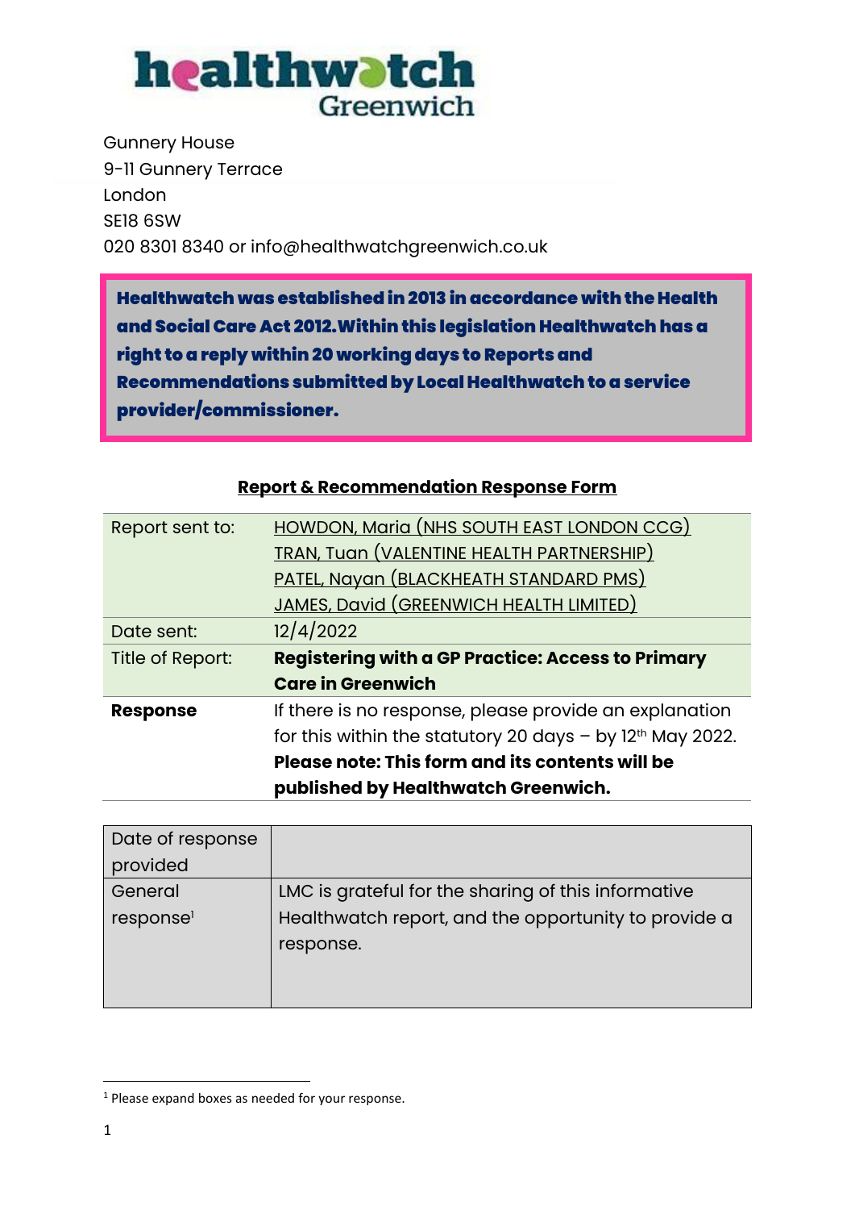# healthwatch Greenwich

Gunnery House
9-11 Gunnery Terrace
London
SE18 6SW
020 8301 8340 or info@healthwatchgreenwich.co.uk

> **Healthwatch was established in 2013 in accordance with the Health and Social Care Act 2012. Within this legislation Healthwatch has a right to a reply within 20 working days to Reports and Recommendations submitted by Local Healthwatch to a service provider/commissioner.**

## Report & Recommendation Response Form

| | |
|---|---|
| Report sent to: | HOWDON, Maria (NHS SOUTH EAST LONDON CCG)<br>TRAN, Tuan (VALENTINE HEALTH PARTNERSHIP)<br>PATEL, Nayan (BLACKHEATH STANDARD PMS)<br>JAMES, David (GREENWICH HEALTH LIMITED) |
| Date sent: | 12/4/2022 |
| Title of Report: | **Registering with a GP Practice: Access to Primary Care in Greenwich** |
| **Response** | If there is no response, please provide an explanation for this within the statutory 20 days – by 12th May 2022. **Please note: This form and its contents will be published by Healthwatch Greenwich.** |

| | |
|---|---|
| Date of response provided | |
| General response[1] | LMC is grateful for the sharing of this informative Healthwatch report, and the opportunity to provide a response. |

[1] Please expand boxes as needed for your response.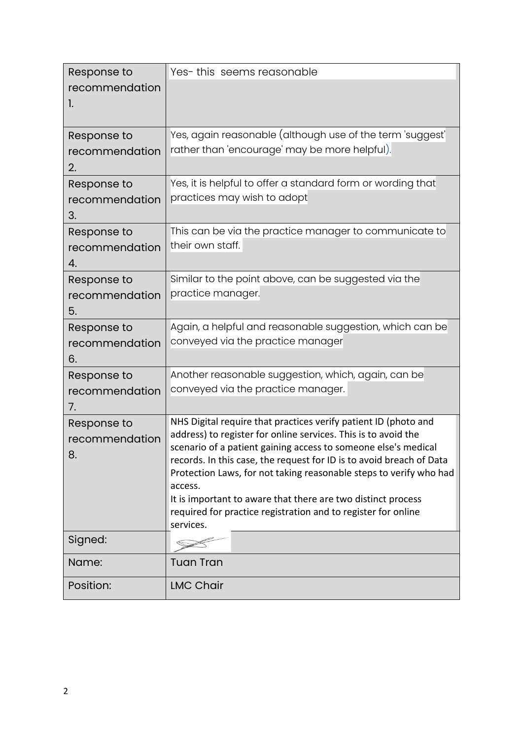| | |
|---|---|
| Response to recommendation 1. | Yes- this seems reasonable |
| Response to recommendation 2. | Yes, again reasonable (although use of the term 'suggest' rather than 'encourage' may be more helpful). |
| Response to recommendation 3. | Yes, it is helpful to offer a standard form or wording that practices may wish to adopt |
| Response to recommendation 4. | This can be via the practice manager to communicate to their own staff. |
| Response to recommendation 5. | Similar to the point above, can be suggested via the practice manager. |
| Response to recommendation 6. | Again, a helpful and reasonable suggestion, which can be conveyed via the practice manager |
| Response to recommendation 7. | Another reasonable suggestion, which, again, can be conveyed via the practice manager. |
| Response to recommendation 8. | NHS Digital require that practices verify patient ID (photo and address) to register for online services. This is to avoid the scenario of a patient gaining access to someone else's medical records. In this case, the request for ID is to avoid breach of Data Protection Laws, for not taking reasonable steps to verify who had access.<br>It is important to aware that there are two distinct process required for practice registration and to register for online services. |
| Signed: | |
| Name: | Tuan Tran |
| Position: | LMC Chair |